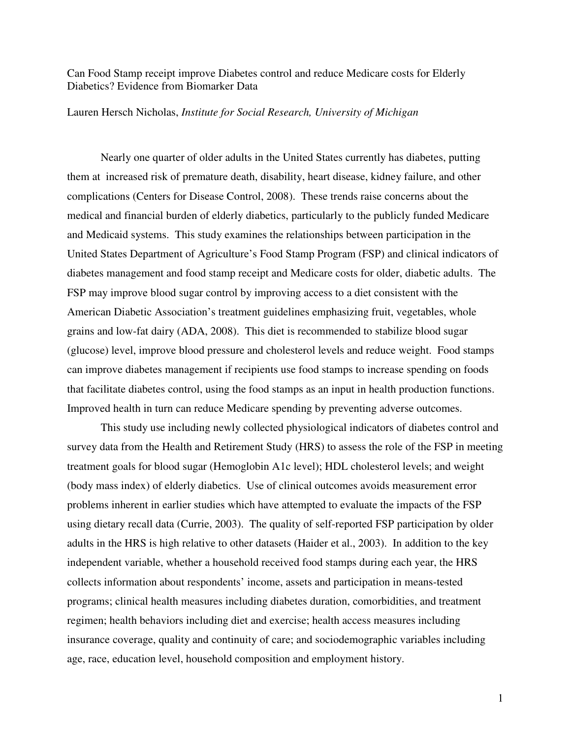# Can Food Stamp receipt improve Diabetes control and reduce Medicare costs for Elderly Diabetics? Evidence from Biomarker Data

Lauren Hersch Nicholas, *Institute for Social Research, University of Michigan*

Nearly one quarter of older adults in the United States currently has diabetes, putting them at increased risk of premature death, disability, heart disease, kidney failure, and other complications (Centers for Disease Control, 2008). These trends raise concerns about the medical and financial burden of elderly diabetics, particularly to the publicly funded Medicare and Medicaid systems. This study examines the relationships between participation in the United States Department of Agriculture's Food Stamp Program (FSP) and clinical indicators of diabetes management and food stamp receipt and Medicare costs for older, diabetic adults. The FSP may improve blood sugar control by improving access to a diet consistent with the American Diabetic Association's treatment guidelines emphasizing fruit, vegetables, whole grains and low-fat dairy (ADA, 2008). This diet is recommended to stabilize blood sugar (glucose) level, improve blood pressure and cholesterol levels and reduce weight. Food stamps can improve diabetes management if recipients use food stamps to increase spending on foods that facilitate diabetes control, using the food stamps as an input in health production functions. Improved health in turn can reduce Medicare spending by preventing adverse outcomes.

This study use including newly collected physiological indicators of diabetes control and survey data from the Health and Retirement Study (HRS) to assess the role of the FSP in meeting treatment goals for blood sugar (Hemoglobin A1c level); HDL cholesterol levels; and weight (body mass index) of elderly diabetics. Use of clinical outcomes avoids measurement error problems inherent in earlier studies which have attempted to evaluate the impacts of the FSP using dietary recall data (Currie, 2003). The quality of self-reported FSP participation by older adults in the HRS is high relative to other datasets (Haider et al., 2003). In addition to the key independent variable, whether a household received food stamps during each year, the HRS collects information about respondents' income, assets and participation in means-tested programs; clinical health measures including diabetes duration, comorbidities, and treatment regimen; health behaviors including diet and exercise; health access measures including insurance coverage, quality and continuity of care; and sociodemographic variables including age, race, education level, household composition and employment history.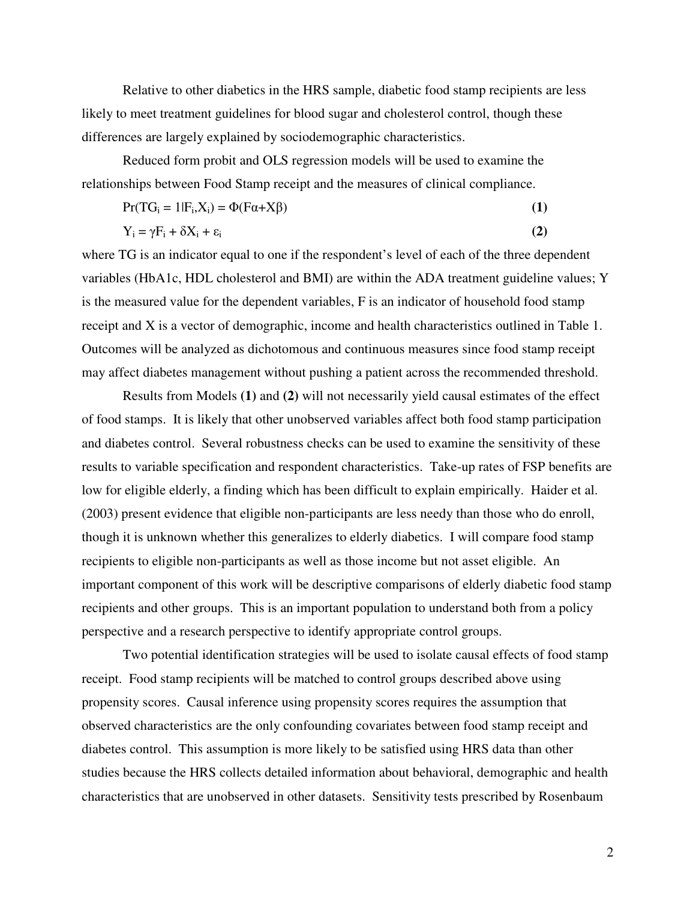Relative to other diabetics in the HRS sample, diabetic food stamp recipients are less likely to meet treatment guidelines for blood sugar and cholesterol control, though these differences are largely explained by sociodemographic characteristics.

Reduced form probit and OLS regression models will be used to examine the relationships between Food Stamp receipt and the measures of clinical compliance.

$$\Pr(TG_i = 1|F_i,X_i) = \Phi(F\alpha+X\beta) \qquad \textbf{(1)}$$

$$Y_i = \gamma F_i + \delta X_i + \varepsilon_i \qquad \textbf{(2)}$$

where TG is an indicator equal to one if the respondent's level of each of the three dependent variables (HbA1c, HDL cholesterol and BMI) are within the ADA treatment guideline values; Y is the measured value for the dependent variables, F is an indicator of household food stamp receipt and X is a vector of demographic, income and health characteristics outlined in Table 1. Outcomes will be analyzed as dichotomous and continuous measures since food stamp receipt may affect diabetes management without pushing a patient across the recommended threshold.

Results from Models **(1)** and **(2)** will not necessarily yield causal estimates of the effect of food stamps. It is likely that other unobserved variables affect both food stamp participation and diabetes control. Several robustness checks can be used to examine the sensitivity of these results to variable specification and respondent characteristics. Take-up rates of FSP benefits are low for eligible elderly, a finding which has been difficult to explain empirically. Haider et al. (2003) present evidence that eligible non-participants are less needy than those who do enroll, though it is unknown whether this generalizes to elderly diabetics. I will compare food stamp recipients to eligible non-participants as well as those income but not asset eligible. An important component of this work will be descriptive comparisons of elderly diabetic food stamp recipients and other groups. This is an important population to understand both from a policy perspective and a research perspective to identify appropriate control groups.

Two potential identification strategies will be used to isolate causal effects of food stamp receipt. Food stamp recipients will be matched to control groups described above using propensity scores. Causal inference using propensity scores requires the assumption that observed characteristics are the only confounding covariates between food stamp receipt and diabetes control. This assumption is more likely to be satisfied using HRS data than other studies because the HRS collects detailed information about behavioral, demographic and health characteristics that are unobserved in other datasets. Sensitivity tests prescribed by Rosenbaum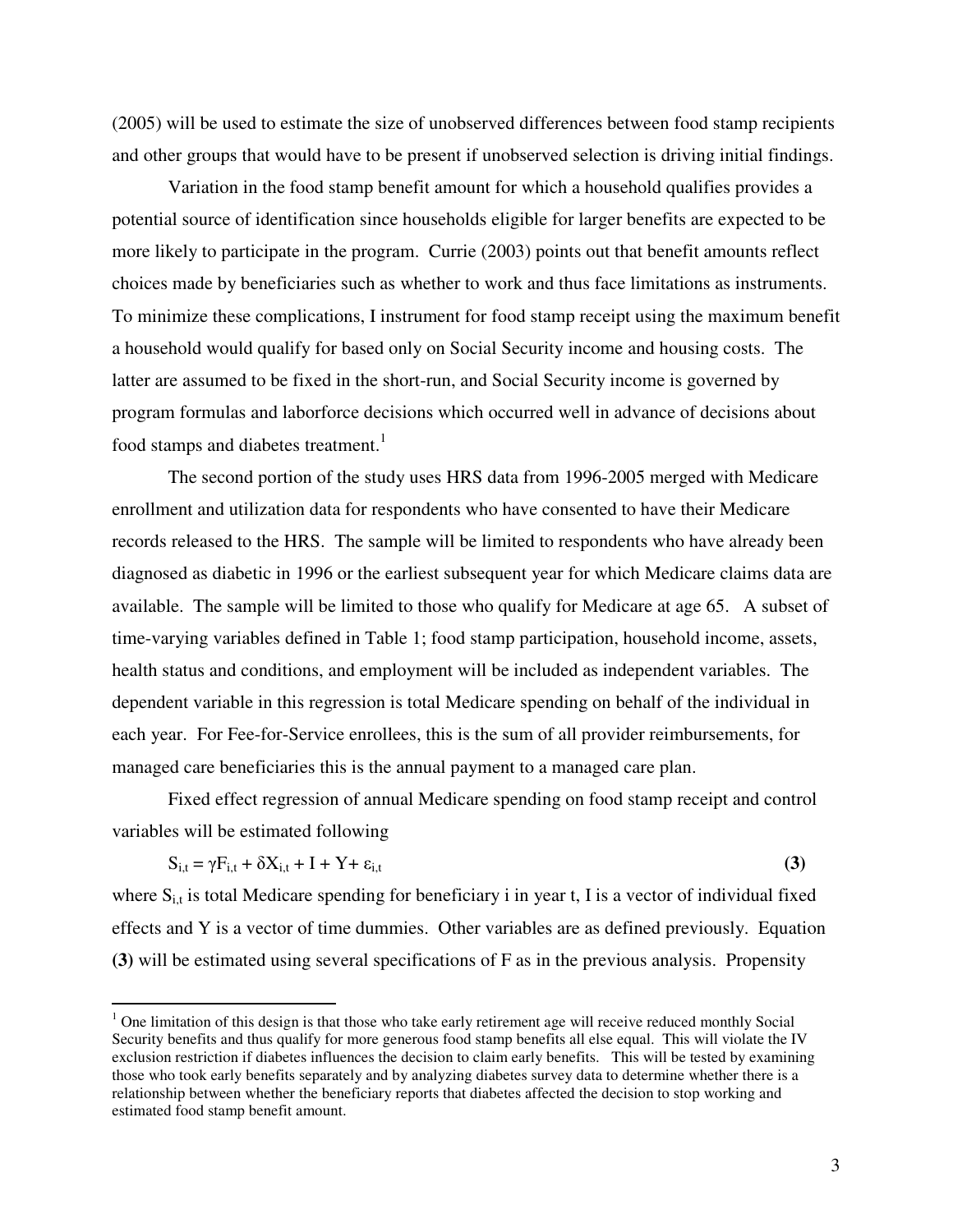(2005) will be used to estimate the size of unobserved differences between food stamp recipients and other groups that would have to be present if unobserved selection is driving initial findings.

Variation in the food stamp benefit amount for which a household qualifies provides a potential source of identification since households eligible for larger benefits are expected to be more likely to participate in the program. Currie (2003) points out that benefit amounts reflect choices made by beneficiaries such as whether to work and thus face limitations as instruments. To minimize these complications, I instrument for food stamp receipt using the maximum benefit a household would qualify for based only on Social Security income and housing costs. The latter are assumed to be fixed in the short-run, and Social Security income is governed by program formulas and laborforce decisions which occurred well in advance of decisions about food stamps and diabetes treatment.[1]

The second portion of the study uses HRS data from 1996-2005 merged with Medicare enrollment and utilization data for respondents who have consented to have their Medicare records released to the HRS. The sample will be limited to respondents who have already been diagnosed as diabetic in 1996 or the earliest subsequent year for which Medicare claims data are available. The sample will be limited to those who qualify for Medicare at age 65. A subset of time-varying variables defined in Table 1; food stamp participation, household income, assets, health status and conditions, and employment will be included as independent variables. The dependent variable in this regression is total Medicare spending on behalf of the individual in each year. For Fee-for-Service enrollees, this is the sum of all provider reimbursements, for managed care beneficiaries this is the annual payment to a managed care plan.

Fixed effect regression of annual Medicare spending on food stamp receipt and control variables will be estimated following

$$S_{i,t} = \gamma F_{i,t} + \delta X_{i,t} + I + Y + \varepsilon_{i,t} \qquad \textbf{(3)}$$

where $S_{i,t}$ is total Medicare spending for beneficiary i in year t, I is a vector of individual fixed effects and Y is a vector of time dummies. Other variables are as defined previously. Equation **(3)** will be estimated using several specifications of F as in the previous analysis. Propensity

---

[1] One limitation of this design is that those who take early retirement age will receive reduced monthly Social Security benefits and thus qualify for more generous food stamp benefits all else equal. This will violate the IV exclusion restriction if diabetes influences the decision to claim early benefits. This will be tested by examining those who took early benefits separately and by analyzing diabetes survey data to determine whether there is a relationship between whether the beneficiary reports that diabetes affected the decision to stop working and estimated food stamp benefit amount.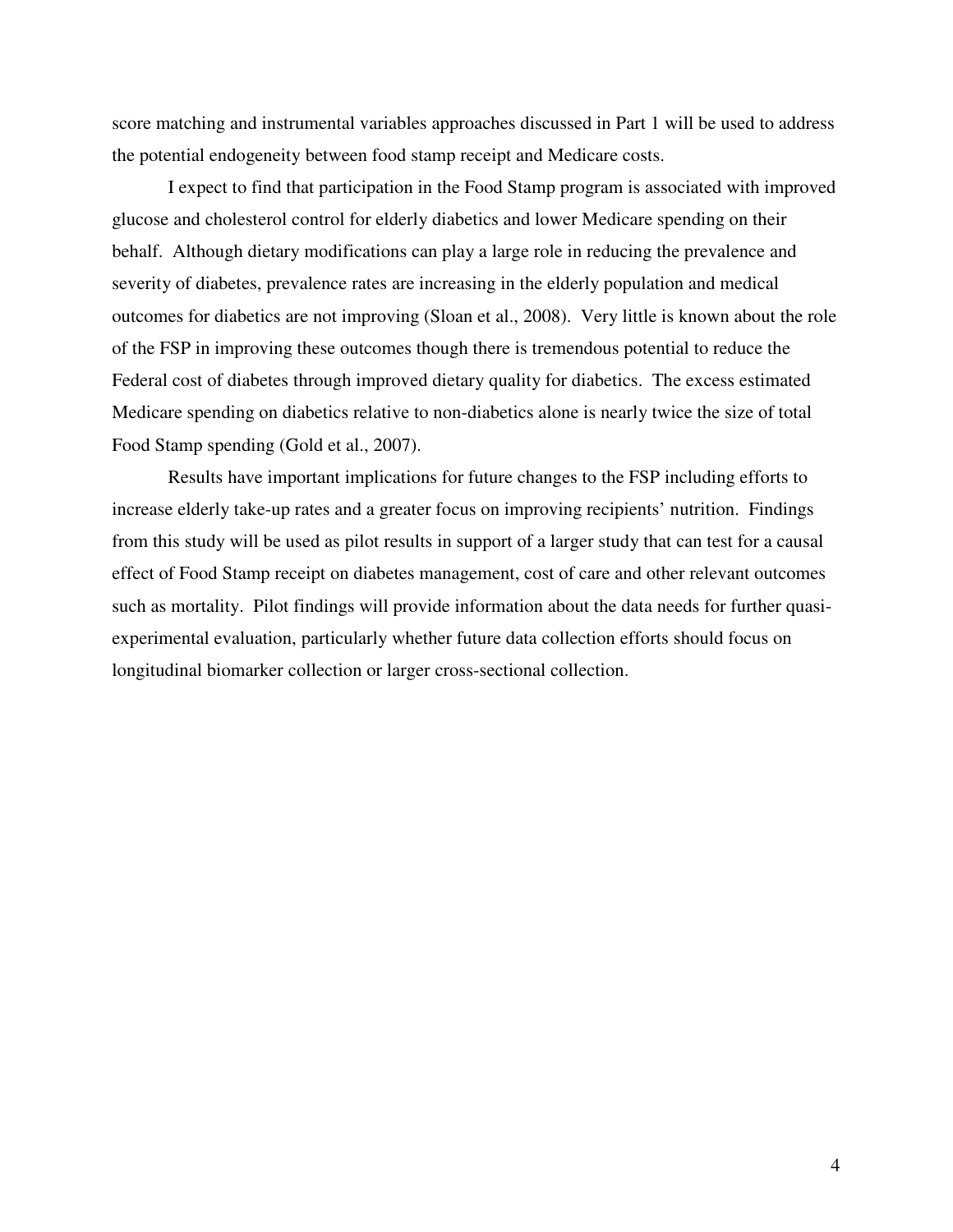score matching and instrumental variables approaches discussed in Part 1 will be used to address the potential endogeneity between food stamp receipt and Medicare costs.

I expect to find that participation in the Food Stamp program is associated with improved glucose and cholesterol control for elderly diabetics and lower Medicare spending on their behalf. Although dietary modifications can play a large role in reducing the prevalence and severity of diabetes, prevalence rates are increasing in the elderly population and medical outcomes for diabetics are not improving (Sloan et al., 2008). Very little is known about the role of the FSP in improving these outcomes though there is tremendous potential to reduce the Federal cost of diabetes through improved dietary quality for diabetics. The excess estimated Medicare spending on diabetics relative to non-diabetics alone is nearly twice the size of total Food Stamp spending (Gold et al., 2007).

Results have important implications for future changes to the FSP including efforts to increase elderly take-up rates and a greater focus on improving recipients' nutrition. Findings from this study will be used as pilot results in support of a larger study that can test for a causal effect of Food Stamp receipt on diabetes management, cost of care and other relevant outcomes such as mortality. Pilot findings will provide information about the data needs for further quasi-experimental evaluation, particularly whether future data collection efforts should focus on longitudinal biomarker collection or larger cross-sectional collection.